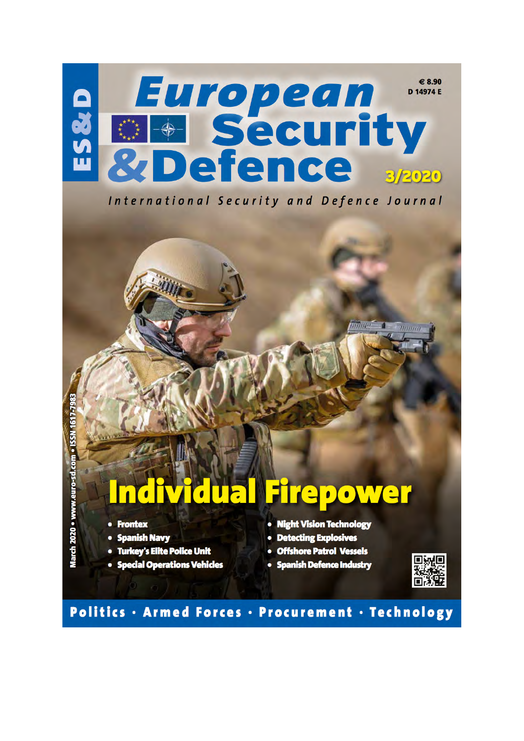# European Security & Defence

€ 8.90
D 14974 E

3/2020

*International Security and Defence Journal*

March 2020 • www.euro-sd.com • ISSN 1617-7983

## Individual Firepower

- Frontex
- Spanish Navy
- Turkey's Elite Police Unit
- Special Operations Vehicles
- Night Vision Technology
- Detecting Explosives
- Offshore Patrol Vessels
- Spanish Defence Industry

**Politics · Armed Forces · Procurement · Technology**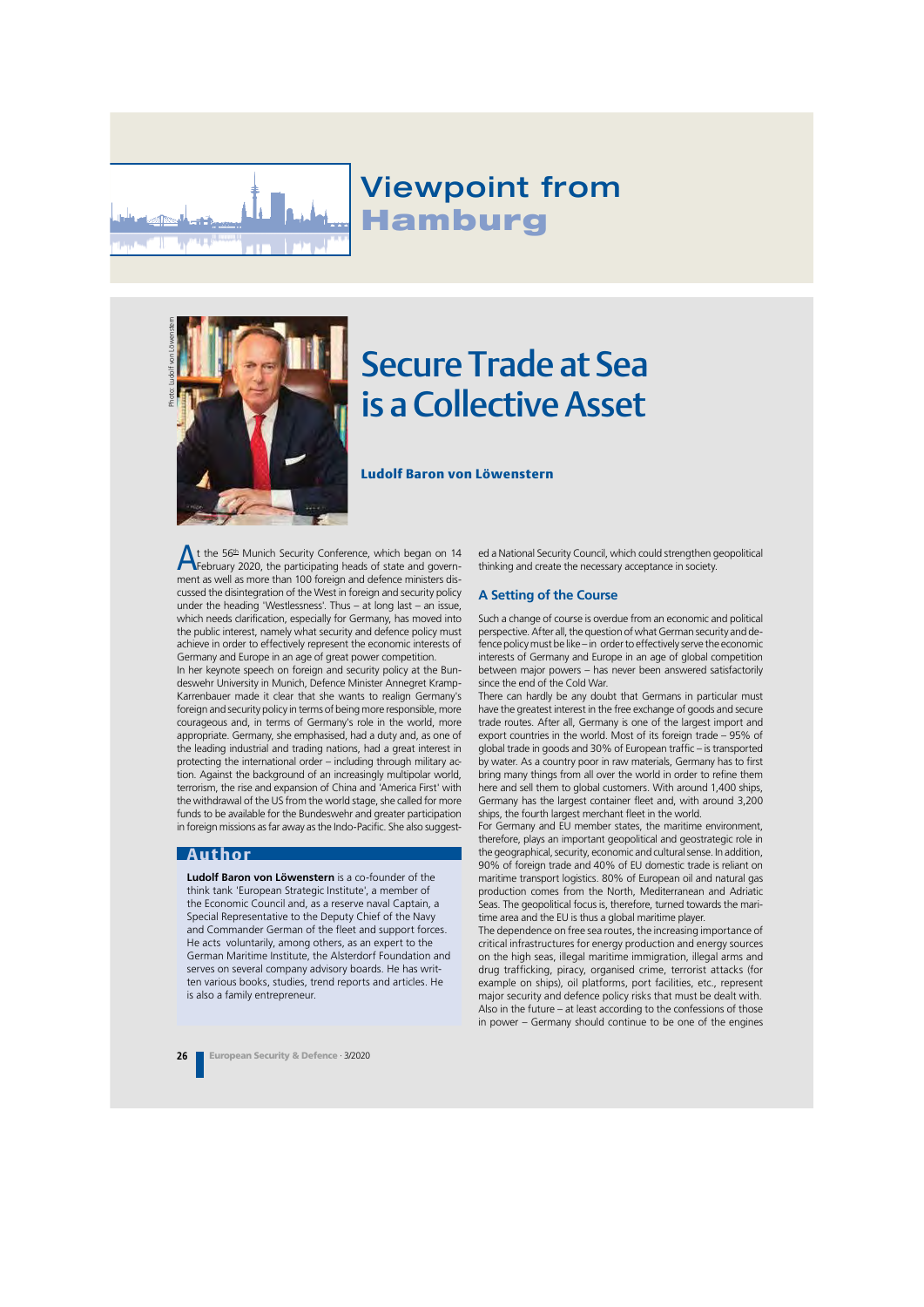# Viewpoint from Hamburg

# Secure Trade at Sea is a Collective Asset

**Ludolf Baron von Löwenstern**

At the 56th Munich Security Conference, which began on 14 February 2020, the participating heads of state and government as well as more than 100 foreign and defence ministers discussed the disintegration of the West in foreign and security policy under the heading 'Westlessness'. Thus – at long last – an issue, which needs clarification, especially for Germany, has moved into the public interest, namely what security and defence policy must achieve in order to effectively represent the economic interests of Germany and Europe in an age of great power competition.

In her keynote speech on foreign and security policy at the Bundeswehr University in Munich, Defence Minister Annegret Kramp-Karrenbauer made it clear that she wants to realign Germany's foreign and security policy in terms of being more responsible, more courageous and, in terms of Germany's role in the world, more appropriate. Germany, she emphasised, had a duty and, as one of the leading industrial and trading nations, had a great interest in protecting the international order – including through military action. Against the background of an increasingly multipolar world, terrorism, the rise and expansion of China and 'America First' with the withdrawal of the US from the world stage, she called for more funds to be available for the Bundeswehr and greater participation in foreign missions as far away as the Indo-Pacific. She also suggested a National Security Council, which could strengthen geopolitical thinking and create the necessary acceptance in society.

## Author

**Ludolf Baron von Löwenstern** is a co-founder of the think tank 'European Strategic Institute', a member of the Economic Council and, as a reserve naval Captain, a Special Representative to the Deputy Chief of the Navy and Commander German of the fleet and support forces. He acts voluntarily, among others, as an expert to the German Maritime Institute, the Alsterdorf Foundation and serves on several company advisory boards. He has written various books, studies, trend reports and articles. He is also a family entrepreneur.

## A Setting of the Course

Such a change of course is overdue from an economic and political perspective. After all, the question of what German security and defence policy must be like – in order to effectively serve the economic interests of Germany and Europe in an age of global competition between major powers – has never been answered satisfactorily since the end of the Cold War.

There can hardly be any doubt that Germans in particular must have the greatest interest in the free exchange of goods and secure trade routes. After all, Germany is one of the largest import and export countries in the world. Most of its foreign trade – 95% of global trade in goods and 30% of European traffic – is transported by water. As a country poor in raw materials, Germany has to first bring many things from all over the world in order to refine them here and sell them to global customers. With around 1,400 ships, Germany has the largest container fleet and, with around 3,200 ships, the fourth largest merchant fleet in the world.

For Germany and EU member states, the maritime environment, therefore, plays an important geopolitical and geostrategic role in the geographical, security, economic and cultural sense. In addition, 90% of foreign trade and 40% of EU domestic trade is reliant on maritime transport logistics. 80% of European oil and natural gas production comes from the North, Mediterranean and Adriatic Seas. The geopolitical focus is, therefore, turned towards the maritime area and the EU is thus a global maritime player.

The dependence on free sea routes, the increasing importance of critical infrastructures for energy production and energy sources on the high seas, illegal maritime immigration, illegal arms and drug trafficking, piracy, organised crime, terrorist attacks (for example on ships), oil platforms, port facilities, etc., represent major security and defence policy risks that must be dealt with. Also in the future – at least according to the confessions of those in power – Germany should continue to be one of the engines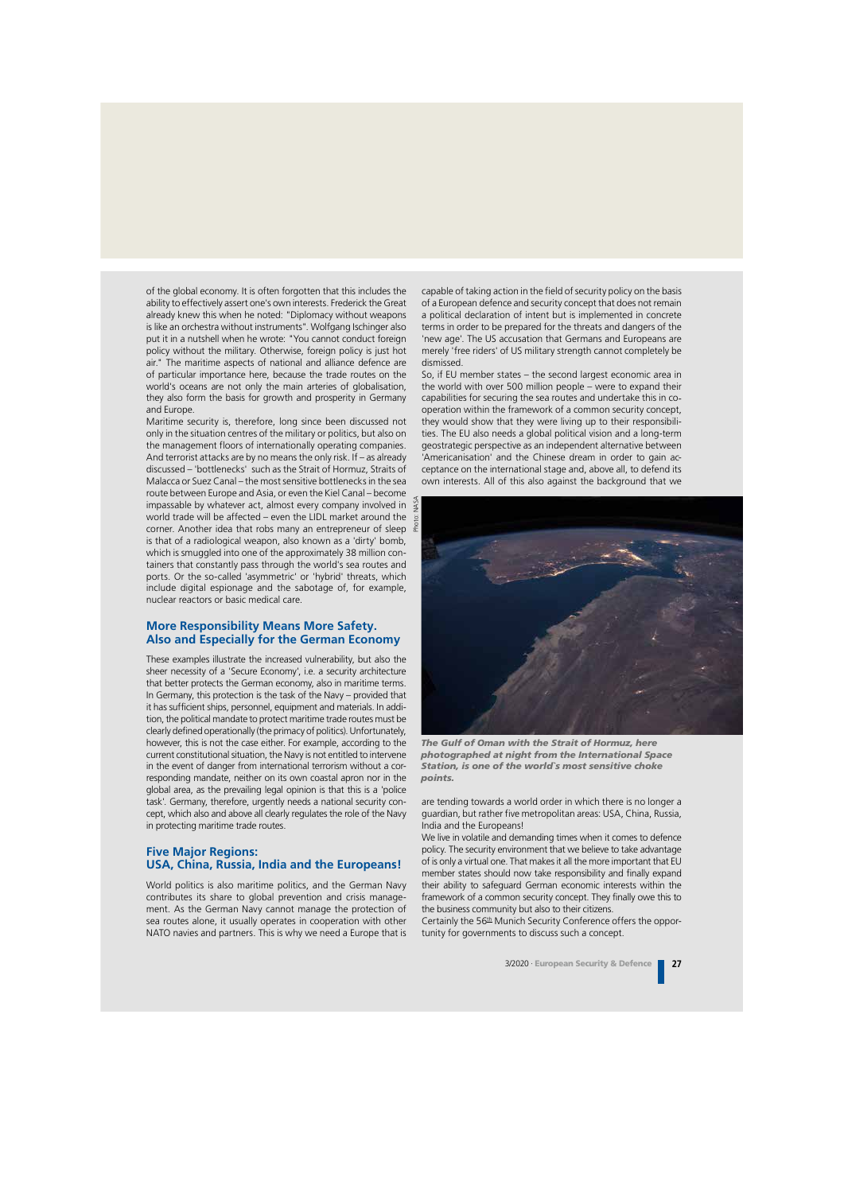of the global economy. It is often forgotten that this includes the ability to effectively assert one's own interests. Frederick the Great already knew this when he noted: "Diplomacy without weapons is like an orchestra without instruments". Wolfgang Ischinger also put it in a nutshell when he wrote: "You cannot conduct foreign policy without the military. Otherwise, foreign policy is just hot air." The maritime aspects of national and alliance defence are of particular importance here, because the trade routes on the world's oceans are not only the main arteries of globalisation, they also form the basis for growth and prosperity in Germany and Europe.

Maritime security is, therefore, long since been discussed not only in the situation centres of the military or politics, but also on the management floors of internationally operating companies. And terrorist attacks are by no means the only risk. If – as already discussed – 'bottlenecks' such as the Strait of Hormuz, Straits of Malacca or Suez Canal – the most sensitive bottlenecks in the sea route between Europe and Asia, or even the Kiel Canal – become impassable by whatever act, almost every company involved in world trade will be affected – even the LIDL market around the corner. Another idea that robs many an entrepreneur of sleep is that of a radiological weapon, also known as a 'dirty' bomb, which is smuggled into one of the approximately 38 million containers that constantly pass through the world's sea routes and ports. Or the so-called 'asymmetric' or 'hybrid' threats, which include digital espionage and the sabotage of, for example, nuclear reactors or basic medical care.

## More Responsibility Means More Safety. Also and Especially for the German Economy

These examples illustrate the increased vulnerability, but also the sheer necessity of a 'Secure Economy', i.e. a security architecture that better protects the German economy, also in maritime terms. In Germany, this protection is the task of the Navy – provided that it has sufficient ships, personnel, equipment and materials. In addition, the political mandate to protect maritime trade routes must be clearly defined operationally (the primacy of politics). Unfortunately, however, this is not the case either. For example, according to the current constitutional situation, the Navy is not entitled to intervene in the event of danger from international terrorism without a corresponding mandate, neither on its own coastal apron nor in the global area, as the prevailing legal opinion is that this is a 'police task'. Germany, therefore, urgently needs a national security concept, which also and above all clearly regulates the role of the Navy in protecting maritime trade routes.

## Five Major Regions: USA, China, Russia, India and the Europeans!

World politics is also maritime politics, and the German Navy contributes its share to global prevention and crisis management. As the German Navy cannot manage the protection of sea routes alone, it usually operates in cooperation with other NATO navies and partners. This is why we need a Europe that is capable of taking action in the field of security policy on the basis of a European defence and security concept that does not remain a political declaration of intent but is implemented in concrete terms in order to be prepared for the threats and dangers of the 'new age'. The US accusation that Germans and Europeans are merely 'free riders' of US military strength cannot completely be dismissed.

So, if EU member states – the second largest economic area in the world with over 500 million people – were to expand their capabilities for securing the sea routes and undertake this in cooperation within the framework of a common security concept, they would show that they were living up to their responsibilities. The EU also needs a global political vision and a long-term geostrategic perspective as an independent alternative between 'Americanisation' and the Chinese dream in order to gain acceptance on the international stage and, above all, to defend its own interests. All of this also against the background that we are tending towards a world order in which there is no longer a guardian, but rather five metropolitan areas: USA, China, Russia, India and the Europeans!

Photo: NASA

*The Gulf of Oman with the Strait of Hormuz, here photographed at night from the International Space Station, is one of the world's most sensitive choke points.*

We live in volatile and demanding times when it comes to defence policy. The security environment that we believe to take advantage of is only a virtual one. That makes it all the more important that EU member states should now take responsibility and finally expand their ability to safeguard German economic interests within the framework of a common security concept. They finally owe this to the business community but also to their citizens.

Certainly the 56th Munich Security Conference offers the opportunity for governments to discuss such a concept.